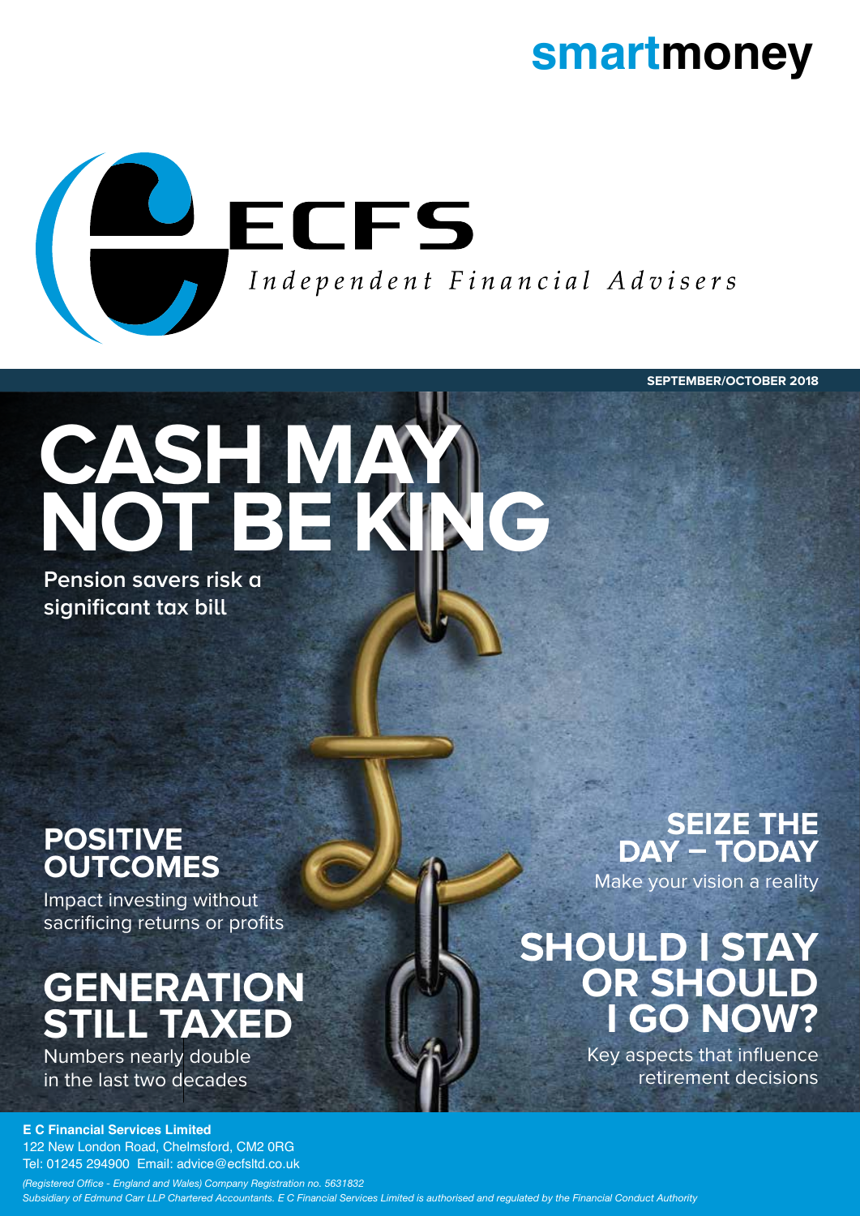**smartmoney**

**ECFS**

*Independent Financial Advisers*

**SEPTEMBER/OCTOBER 2018**

# CASH MAY NOT BE KING

**Pension savers risk a significant tax bill**

## POSITIVE OUTCOMES

Impact investing without sacrificing returns or profits

## GENERATION STILL TAXED

Numbers nearly double in the last two decades

## SEIZE THE DAY – TODAY

Make your vision a reality

## SHOULD I STAY OR SHOULD I GO NOW?

Key aspects that influence retirement decisions

**E C Financial Services Limited**
122 New London Road, Chelmsford, CM2 0RG
Tel: 01245 294900 Email: advice@ecfsltd.co.uk

*(Registered Office - England and Wales) Company Registration no. 5631832*
*Subsidiary of Edmund Carr LLP Chartered Accountants. E C Financial Services Limited is authorised and regulated by the Financial Conduct Authority*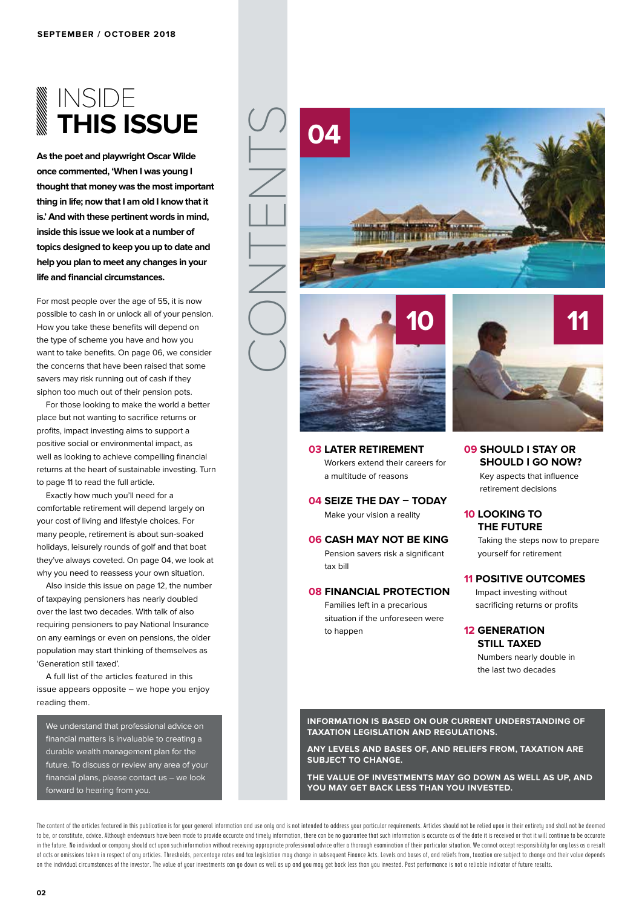SEPTEMBER / OCTOBER 2018

# INSIDE THIS ISSUE

**As the poet and playwright Oscar Wilde once commented, 'When I was young I thought that money was the most important thing in life; now that I am old I know that it is.' And with these pertinent words in mind, inside this issue we look at a number of topics designed to keep you up to date and help you plan to meet any changes in your life and financial circumstances.**

For most people over the age of 55, it is now possible to cash in or unlock all of your pension. How you take these benefits will depend on the type of scheme you have and how you want to take benefits. On page 06, we consider the concerns that have been raised that some savers may risk running out of cash if they siphon too much out of their pension pots.

For those looking to make the world a better place but not wanting to sacrifice returns or profits, impact investing aims to support a positive social or environmental impact, as well as looking to achieve compelling financial returns at the heart of sustainable investing. Turn to page 11 to read the full article.

Exactly how much you'll need for a comfortable retirement will depend largely on your cost of living and lifestyle choices. For many people, retirement is about sun-soaked holidays, leisurely rounds of golf and that boat they've always coveted. On page 04, we look at why you need to reassess your own situation.

Also inside this issue on page 12, the number of taxpaying pensioners has nearly doubled over the last two decades. With talk of also requiring pensioners to pay National Insurance on any earnings or even on pensions, the older population may start thinking of themselves as 'Generation still taxed'.

A full list of the articles featured in this issue appears opposite – we hope you enjoy reading them.

We understand that professional advice on financial matters is invaluable to creating a durable wealth management plan for the future. To discuss or review any area of your financial plans, please contact us – we look forward to hearing from you.

## CONTENTS

**03 LATER RETIREMENT**
Workers extend their careers for a multitude of reasons

**04 SEIZE THE DAY – TODAY**
Make your vision a reality

**06 CASH MAY NOT BE KING**
Pension savers risk a significant tax bill

**08 FINANCIAL PROTECTION**
Families left in a precarious situation if the unforeseen were to happen

**09 SHOULD I STAY OR SHOULD I GO NOW?**
Key aspects that influence retirement decisions

**10 LOOKING TO THE FUTURE**
Taking the steps now to prepare yourself for retirement

**11 POSITIVE OUTCOMES**
Impact investing without sacrificing returns or profits

**12 GENERATION STILL TAXED**
Numbers nearly double in the last two decades

**INFORMATION IS BASED ON OUR CURRENT UNDERSTANDING OF TAXATION LEGISLATION AND REGULATIONS.**

**ANY LEVELS AND BASES OF, AND RELIEFS FROM, TAXATION ARE SUBJECT TO CHANGE.**

**THE VALUE OF INVESTMENTS MAY GO DOWN AS WELL AS UP, AND YOU MAY GET BACK LESS THAN YOU INVESTED.**

The content of the articles featured in this publication is for your general information and use only and is not intended to address your particular requirements. Articles should not be relied upon in their entirety and shall not be deemed to be, or constitute, advice. Although endeavours have been made to provide accurate and timely information, there can be no guarantee that such information is accurate as of the date it is received or that it will continue to be accurate in the future. No individual or company should act upon such information without receiving appropriate professional advice after a thorough examination of their particular situation. We cannot accept responsibility for any loss as a result of acts or omissions taken in respect of any articles. Thresholds, percentage rates and tax legislation may change in subsequent Finance Acts. Levels and bases of, and reliefs from, taxation are subject to change and their value depends on the individual circumstances of the investor. The value of your investments can go down as well as up and you may get back less than you invested. Past performance is not a reliable indicator of future results.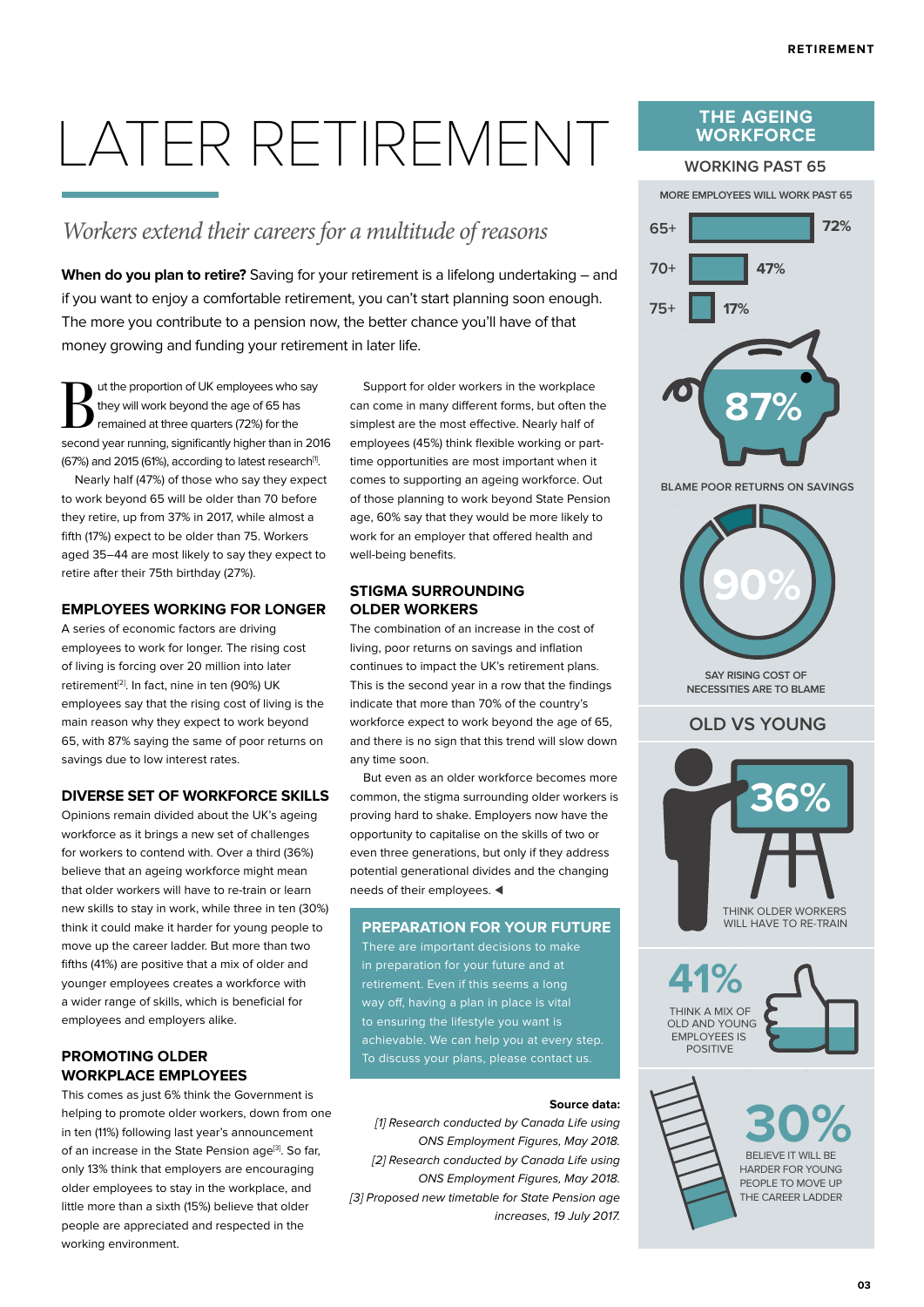# LATER RETIREMENT

*Workers extend their careers for a multitude of reasons*

**When do you plan to retire?** Saving for your retirement is a lifelong undertaking – and if you want to enjoy a comfortable retirement, you can't start planning soon enough. The more you contribute to a pension now, the better chance you'll have of that money growing and funding your retirement in later life.

But the proportion of UK employees who say they will work beyond the age of 65 has remained at three quarters (72%) for the second year running, significantly higher than in 2016 (67%) and 2015 (61%), according to latest research[1].

Nearly half (47%) of those who say they expect to work beyond 65 will be older than 70 before they retire, up from 37% in 2017, while almost a fifth (17%) expect to be older than 75. Workers aged 35–44 are most likely to say they expect to retire after their 75th birthday (27%).

## EMPLOYEES WORKING FOR LONGER

A series of economic factors are driving employees to work for longer. The rising cost of living is forcing over 20 million into later retirement[2]. In fact, nine in ten (90%) UK employees say that the rising cost of living is the main reason why they expect to work beyond 65, with 87% saying the same of poor returns on savings due to low interest rates.

## DIVERSE SET OF WORKFORCE SKILLS

Opinions remain divided about the UK's ageing workforce as it brings a new set of challenges for workers to contend with. Over a third (36%) believe that an ageing workforce might mean that older workers will have to re-train or learn new skills to stay in work, while three in ten (30%) think it could make it harder for young people to move up the career ladder. But more than two fifths (41%) are positive that a mix of older and younger employees creates a workforce with a wider range of skills, which is beneficial for employees and employers alike.

## PROMOTING OLDER WORKPLACE EMPLOYEES

This comes as just 6% think the Government is helping to promote older workers, down from one in ten (11%) following last year's announcement of an increase in the State Pension age[3]. So far, only 13% think that employers are encouraging older employees to stay in the workplace, and little more than a sixth (15%) believe that older people are appreciated and respected in the working environment.

Support for older workers in the workplace can come in many different forms, but often the simplest are the most effective. Nearly half of employees (45%) think flexible working or part-time opportunities are most important when it comes to supporting an ageing workforce. Out of those planning to work beyond State Pension age, 60% say that they would be more likely to work for an employer that offered health and well-being benefits.

## STIGMA SURROUNDING OLDER WORKERS

The combination of an increase in the cost of living, poor returns on savings and inflation continues to impact the UK's retirement plans. This is the second year in a row that the findings indicate that more than 70% of the country's workforce expect to work beyond the age of 65, and there is no sign that this trend will slow down any time soon.

But even as an older workforce becomes more common, the stigma surrounding older workers is proving hard to shake. Employers now have the opportunity to capitalise on the skills of two or even three generations, but only if they address potential generational divides and the changing needs of their employees. ◀

## PREPARATION FOR YOUR FUTURE

There are important decisions to make in preparation for your future and at retirement. Even if this seems a long way off, having a plan in place is vital to ensuring the lifestyle you want is achievable. We can help you at every step. To discuss your plans, please contact us.

**Source data:**

*[1] Research conducted by Canada Life using ONS Employment Figures, May 2018.*

*[2] Research conducted by Canada Life using ONS Employment Figures, May 2018.*

*[3] Proposed new timetable for State Pension age increases, 19 July 2017.*

## THE AGEING WORKFORCE

### WORKING PAST 65

MORE EMPLOYEES WILL WORK PAST 65

| Age | % |
|---|---|
| 65+ | 72% |
| 70+ | 47% |
| 75+ | 17% |

87%
BLAME POOR RETURNS ON SAVINGS

90%
SAY RISING COST OF NECESSITIES ARE TO BLAME

### OLD VS YOUNG

36%
THINK OLDER WORKERS WILL HAVE TO RE-TRAIN

41%
THINK A MIX OF OLD AND YOUNG EMPLOYEES IS POSITIVE

30%
BELIEVE IT WILL BE HARDER FOR YOUNG PEOPLE TO MOVE UP THE CAREER LADDER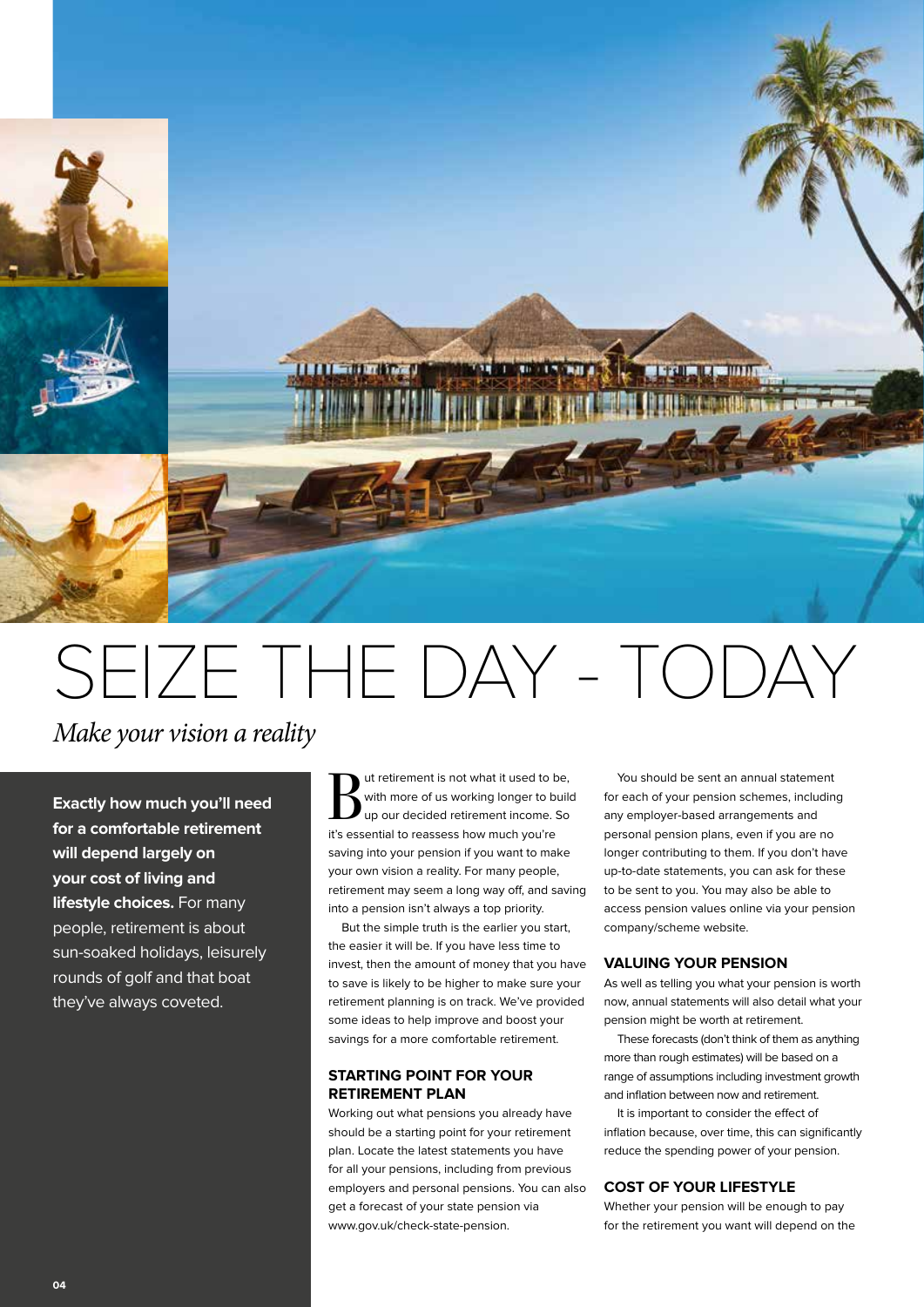# SEIZE THE DAY - TODAY

*Make your vision a reality*

**Exactly how much you'll need for a comfortable retirement will depend largely on your cost of living and lifestyle choices.** For many people, retirement is about sun-soaked holidays, leisurely rounds of golf and that boat they've always coveted.

But retirement is not what it used to be, with more of us working longer to build up our decided retirement income. So it's essential to reassess how much you're saving into your pension if you want to make your own vision a reality. For many people, retirement may seem a long way off, and saving into a pension isn't always a top priority.

But the simple truth is the earlier you start, the easier it will be. If you have less time to invest, then the amount of money that you have to save is likely to be higher to make sure your retirement planning is on track. We've provided some ideas to help improve and boost your savings for a more comfortable retirement.

## STARTING POINT FOR YOUR RETIREMENT PLAN

Working out what pensions you already have should be a starting point for your retirement plan. Locate the latest statements you have for all your pensions, including from previous employers and personal pensions. You can also get a forecast of your state pension via www.gov.uk/check-state-pension.

You should be sent an annual statement for each of your pension schemes, including any employer-based arrangements and personal pension plans, even if you are no longer contributing to them. If you don't have up-to-date statements, you can ask for these to be sent to you. You may also be able to access pension values online via your pension company/scheme website.

## VALUING YOUR PENSION

As well as telling you what your pension is worth now, annual statements will also detail what your pension might be worth at retirement.

These forecasts (don't think of them as anything more than rough estimates) will be based on a range of assumptions including investment growth and inflation between now and retirement.

It is important to consider the effect of inflation because, over time, this can significantly reduce the spending power of your pension.

## COST OF YOUR LIFESTYLE

Whether your pension will be enough to pay for the retirement you want will depend on the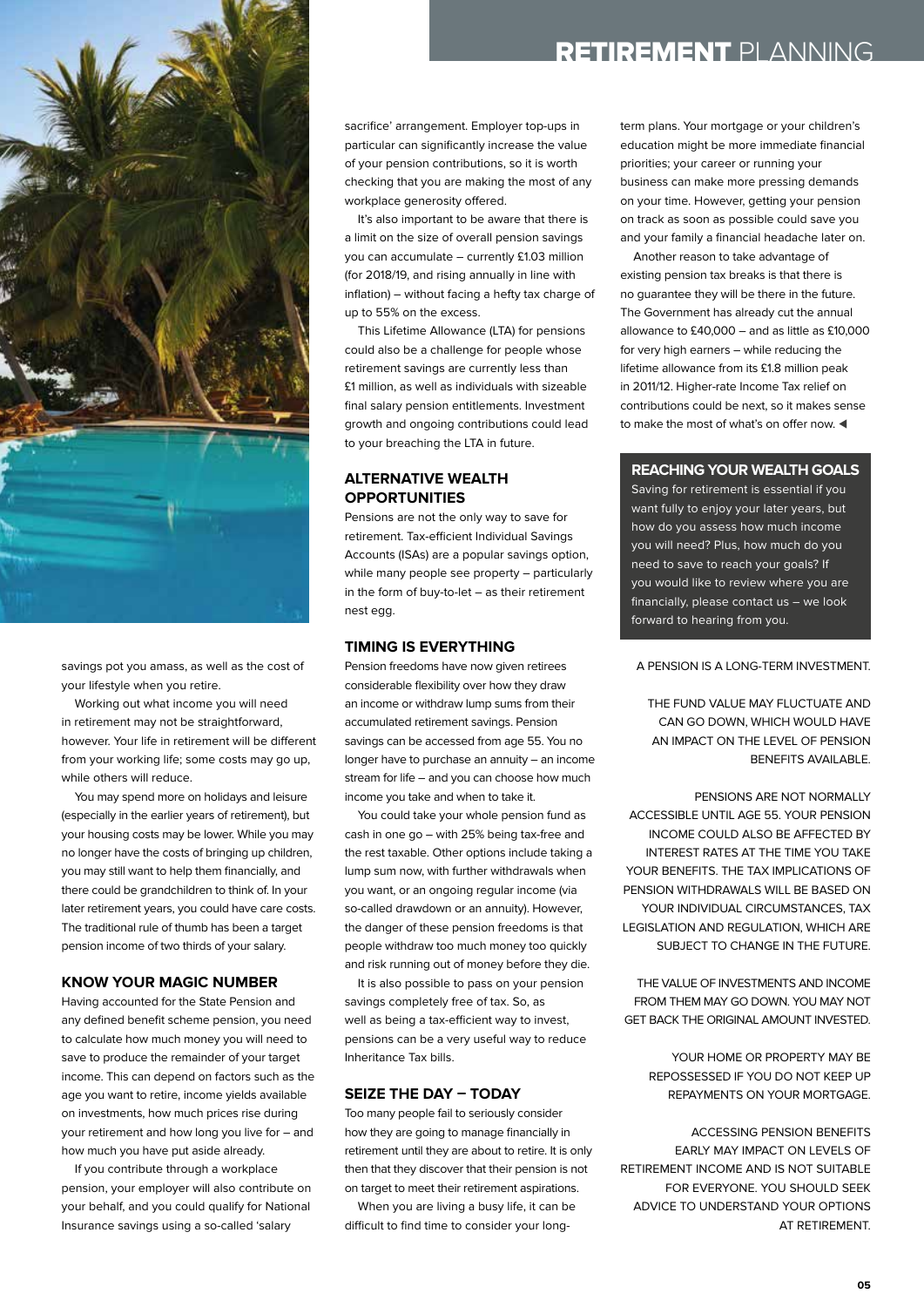savings pot you amass, as well as the cost of your lifestyle when you retire.

Working out what income you will need in retirement may not be straightforward, however. Your life in retirement will be different from your working life; some costs may go up, while others will reduce.

You may spend more on holidays and leisure (especially in the earlier years of retirement), but your housing costs may be lower. While you may no longer have the costs of bringing up children, you may still want to help them financially, and there could be grandchildren to think of. In your later retirement years, you could have care costs. The traditional rule of thumb has been a target pension income of two thirds of your salary.

## KNOW YOUR MAGIC NUMBER

Having accounted for the State Pension and any defined benefit scheme pension, you need to calculate how much money you will need to save to produce the remainder of your target income. This can depend on factors such as the age you want to retire, income yields available on investments, how much prices rise during your retirement and how long you live for – and how much you have put aside already.

If you contribute through a workplace pension, your employer will also contribute on your behalf, and you could qualify for National Insurance savings using a so-called 'salary sacrifice' arrangement. Employer top-ups in particular can significantly increase the value of your pension contributions, so it is worth checking that you are making the most of any workplace generosity offered.

It's also important to be aware that there is a limit on the size of overall pension savings you can accumulate – currently £1.03 million (for 2018/19, and rising annually in line with inflation) – without facing a hefty tax charge of up to 55% on the excess.

This Lifetime Allowance (LTA) for pensions could also be a challenge for people whose retirement savings are currently less than £1 million, as well as individuals with sizeable final salary pension entitlements. Investment growth and ongoing contributions could lead to your breaching the LTA in future.

## ALTERNATIVE WEALTH OPPORTUNITIES

Pensions are not the only way to save for retirement. Tax-efficient Individual Savings Accounts (ISAs) are a popular savings option, while many people see property – particularly in the form of buy-to-let – as their retirement nest egg.

## TIMING IS EVERYTHING

Pension freedoms have now given retirees considerable flexibility over how they draw an income or withdraw lump sums from their accumulated retirement savings. Pension savings can be accessed from age 55. You no longer have to purchase an annuity – an income stream for life – and you can choose how much income you take and when to take it.

You could take your whole pension fund as cash in one go – with 25% being tax-free and the rest taxable. Other options include taking a lump sum now, with further withdrawals when you want, or an ongoing regular income (via so-called drawdown or an annuity). However, the danger of these pension freedoms is that people withdraw too much money too quickly and risk running out of money before they die.

It is also possible to pass on your pension savings completely free of tax. So, as well as being a tax-efficient way to invest, pensions can be a very useful way to reduce Inheritance Tax bills.

## SEIZE THE DAY – TODAY

Too many people fail to seriously consider how they are going to manage financially in retirement until they are about to retire. It is only then that they discover that their pension is not on target to meet their retirement aspirations.

When you are living a busy life, it can be difficult to find time to consider your long-term plans. Your mortgage or your children's education might be more immediate financial priorities; your career or running your business can make more pressing demands on your time. However, getting your pension on track as soon as possible could save you and your family a financial headache later on.

Another reason to take advantage of existing pension tax breaks is that there is no guarantee they will be there in the future. The Government has already cut the annual allowance to £40,000 – and as little as £10,000 for very high earners – while reducing the lifetime allowance from its £1.8 million peak in 2011/12. Higher-rate Income Tax relief on contributions could be next, so it makes sense to make the most of what's on offer now. ◀

## REACHING YOUR WEALTH GOALS

Saving for retirement is essential if you want fully to enjoy your later years, but how do you assess how much income you will need? Plus, how much do you need to save to reach your goals? If you would like to review where you are financially, please contact us – we look forward to hearing from you.

A PENSION IS A LONG-TERM INVESTMENT.

THE FUND VALUE MAY FLUCTUATE AND CAN GO DOWN, WHICH WOULD HAVE AN IMPACT ON THE LEVEL OF PENSION BENEFITS AVAILABLE.

PENSIONS ARE NOT NORMALLY ACCESSIBLE UNTIL AGE 55. YOUR PENSION INCOME COULD ALSO BE AFFECTED BY INTEREST RATES AT THE TIME YOU TAKE YOUR BENEFITS. THE TAX IMPLICATIONS OF PENSION WITHDRAWALS WILL BE BASED ON YOUR INDIVIDUAL CIRCUMSTANCES, TAX LEGISLATION AND REGULATION, WHICH ARE SUBJECT TO CHANGE IN THE FUTURE.

THE VALUE OF INVESTMENTS AND INCOME FROM THEM MAY GO DOWN. YOU MAY NOT GET BACK THE ORIGINAL AMOUNT INVESTED.

YOUR HOME OR PROPERTY MAY BE REPOSSESSED IF YOU DO NOT KEEP UP REPAYMENTS ON YOUR MORTGAGE.

ACCESSING PENSION BENEFITS EARLY MAY IMPACT ON LEVELS OF RETIREMENT INCOME AND IS NOT SUITABLE FOR EVERYONE. YOU SHOULD SEEK ADVICE TO UNDERSTAND YOUR OPTIONS AT RETIREMENT.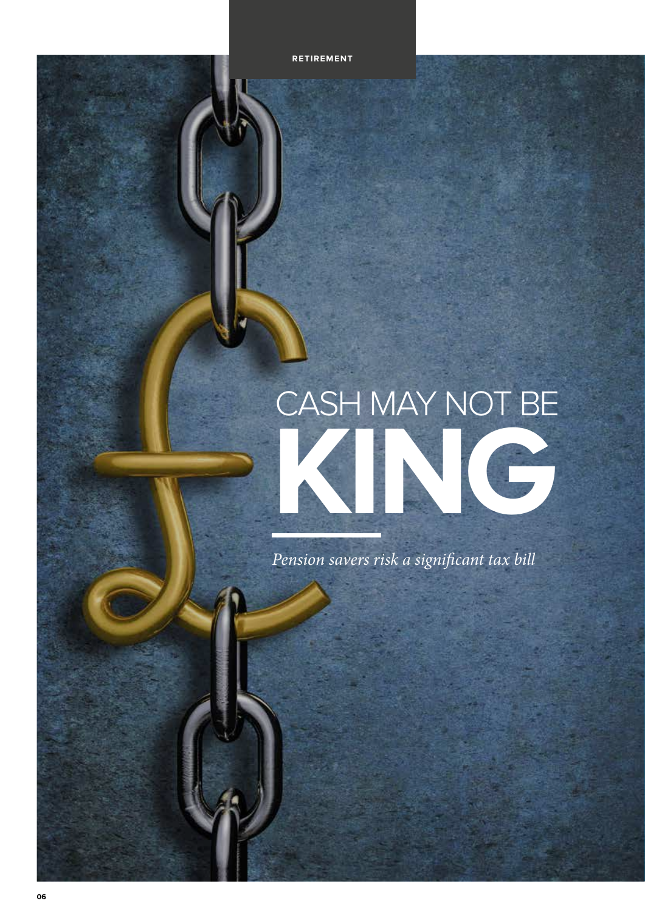# CASH MAY NOT BE KING

*Pension savers risk a significant tax bill*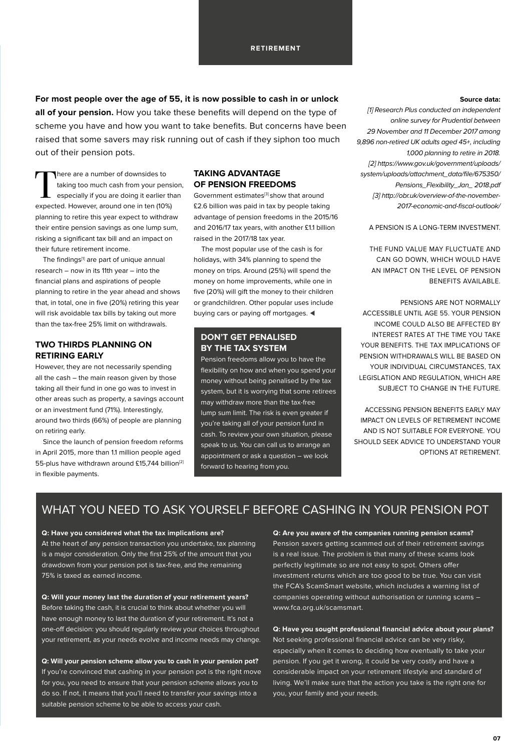**For most people over the age of 55, it is now possible to cash in or unlock all of your pension.** How you take these benefits will depend on the type of scheme you have and how you want to take benefits. But concerns have been raised that some savers may risk running out of cash if they siphon too much out of their pension pots.

There are a number of downsides to taking too much cash from your pension, especially if you are doing it earlier than expected. However, around one in ten (10%) planning to retire this year expect to withdraw their entire pension savings as one lump sum, risking a significant tax bill and an impact on their future retirement income.

The findings[1] are part of unique annual research – now in its 11th year – into the financial plans and aspirations of people planning to retire in the year ahead and shows that, in total, one in five (20%) retiring this year will risk avoidable tax bills by taking out more than the tax-free 25% limit on withdrawals.

### TWO THIRDS PLANNING ON RETIRING EARLY

However, they are not necessarily spending all the cash – the main reason given by those taking all their fund in one go was to invest in other areas such as property, a savings account or an investment fund (71%). Interestingly, around two thirds (66%) of people are planning on retiring early.

Since the launch of pension freedom reforms in April 2015, more than 1.1 million people aged 55-plus have withdrawn around £15,744 billion[2] in flexible payments.

### TAKING ADVANTAGE OF PENSION FREEDOMS

Government estimates[3] show that around £2.6 billion was paid in tax by people taking advantage of pension freedoms in the 2015/16 and 2016/17 tax years, with another £1.1 billion raised in the 2017/18 tax year.

The most popular use of the cash is for holidays, with 34% planning to spend the money on trips. Around (25%) will spend the money on home improvements, while one in five (20%) will gift the money to their children or grandchildren. Other popular uses include buying cars or paying off mortgages. ◀

### DON'T GET PENALISED BY THE TAX SYSTEM

Pension freedoms allow you to have the flexibility on how and when you spend your money without being penalised by the tax system, but it is worrying that some retirees may withdraw more than the tax-free lump sum limit. The risk is even greater if you're taking all of your pension fund in cash. To review your own situation, please speak to us. You can call us to arrange an appointment or ask a question – we look forward to hearing from you.

**Source data:**

*[1] Research Plus conducted an independent online survey for Prudential between 29 November and 11 December 2017 among 9,896 non-retired UK adults aged 45+, including 1,000 planning to retire in 2018.*
*[2] https://www.gov.uk/government/uploads/system/uploads/attachment_data/file/675350/Pensions_Flexibility_Jan_ 2018.pdf*
*[3] http://obr.uk/overview-of-the-november-2017-economic-and-fiscal-outlook/*

A PENSION IS A LONG-TERM INVESTMENT.

THE FUND VALUE MAY FLUCTUATE AND CAN GO DOWN, WHICH WOULD HAVE AN IMPACT ON THE LEVEL OF PENSION BENEFITS AVAILABLE.

PENSIONS ARE NOT NORMALLY ACCESSIBLE UNTIL AGE 55. YOUR PENSION INCOME COULD ALSO BE AFFECTED BY INTEREST RATES AT THE TIME YOU TAKE YOUR BENEFITS. THE TAX IMPLICATIONS OF PENSION WITHDRAWALS WILL BE BASED ON YOUR INDIVIDUAL CIRCUMSTANCES, TAX LEGISLATION AND REGULATION, WHICH ARE SUBJECT TO CHANGE IN THE FUTURE.

ACCESSING PENSION BENEFITS EARLY MAY IMPACT ON LEVELS OF RETIREMENT INCOME AND IS NOT SUITABLE FOR EVERYONE. YOU SHOULD SEEK ADVICE TO UNDERSTAND YOUR OPTIONS AT RETIREMENT.

## WHAT YOU NEED TO ASK YOURSELF BEFORE CASHING IN YOUR PENSION POT

**Q: Have you considered what the tax implications are?**
At the heart of any pension transaction you undertake, tax planning is a major consideration. Only the first 25% of the amount that you drawdown from your pension pot is tax-free, and the remaining 75% is taxed as earned income.

**Q: Will your money last the duration of your retirement years?**
Before taking the cash, it is crucial to think about whether you will have enough money to last the duration of your retirement. It's not a one-off decision: you should regularly review your choices throughout your retirement, as your needs evolve and income needs may change.

**Q: Will your pension scheme allow you to cash in your pension pot?**
If you're convinced that cashing in your pension pot is the right move for you, you need to ensure that your pension scheme allows you to do so. If not, it means that you'll need to transfer your savings into a suitable pension scheme to be able to access your cash.

**Q: Are you aware of the companies running pension scams?**
Pension savers getting scammed out of their retirement savings is a real issue. The problem is that many of these scams look perfectly legitimate so are not easy to spot. Others offer investment returns which are too good to be true. You can visit the FCA's ScamSmart website, which includes a warning list of companies operating without authorisation or running scams – www.fca.org.uk/scamsmart.

**Q: Have you sought professional financial advice about your plans?**
Not seeking professional financial advice can be very risky, especially when it comes to deciding how eventually to take your pension. If you get it wrong, it could be very costly and have a considerable impact on your retirement lifestyle and standard of living. We'll make sure that the action you take is the right one for you, your family and your needs.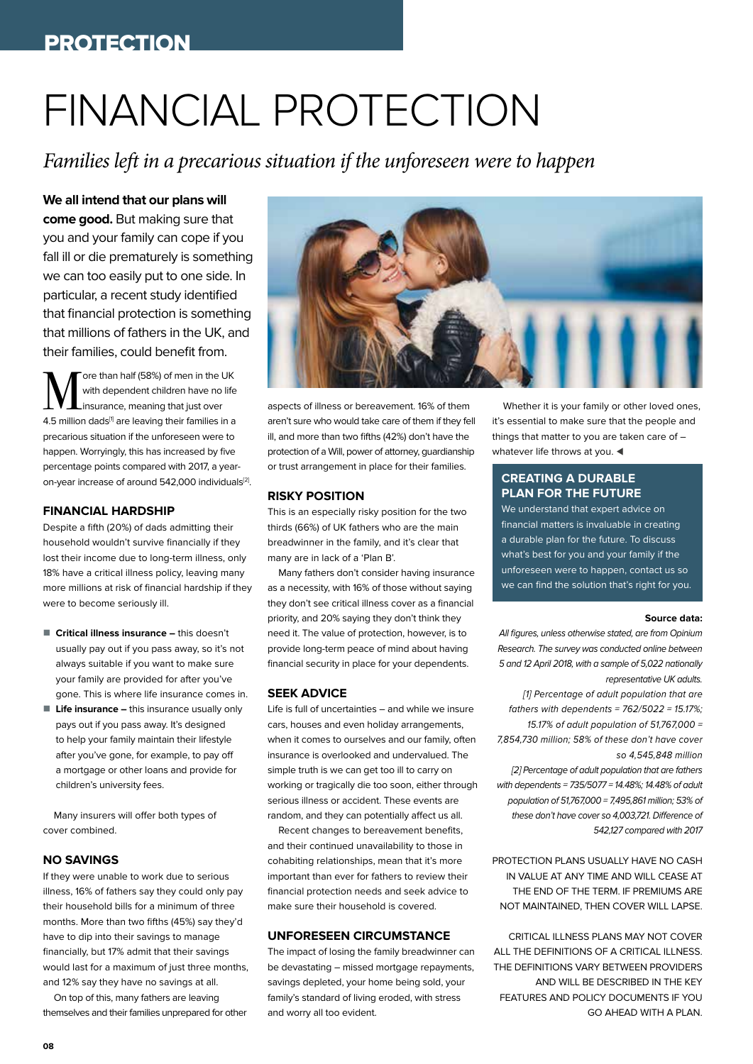# FINANCIAL PROTECTION

*Families left in a precarious situation if the unforeseen were to happen*

**We all intend that our plans will come good.** But making sure that you and your family can cope if you fall ill or die prematurely is something we can too easily put to one side. In particular, a recent study identified that financial protection is something that millions of fathers in the UK, and their families, could benefit from.

More than half (58%) of men in the UK with dependent children have no life insurance, meaning that just over 4.5 million dads[1] are leaving their families in a precarious situation if the unforeseen were to happen. Worryingly, this has increased by five percentage points compared with 2017, a year-on-year increase of around 542,000 individuals[2].

## FINANCIAL HARDSHIP

Despite a fifth (20%) of dads admitting their household wouldn't survive financially if they lost their income due to long-term illness, only 18% have a critical illness policy, leaving many more millions at risk of financial hardship if they were to become seriously ill.

- **Critical illness insurance –** this doesn't usually pay out if you pass away, so it's not always suitable if you want to make sure your family are provided for after you've gone. This is where life insurance comes in.
- **Life insurance –** this insurance usually only pays out if you pass away. It's designed to help your family maintain their lifestyle after you've gone, for example, to pay off a mortgage or other loans and provide for children's university fees.

Many insurers will offer both types of cover combined.

## NO SAVINGS

If they were unable to work due to serious illness, 16% of fathers say they could only pay their household bills for a minimum of three months. More than two fifths (45%) say they'd have to dip into their savings to manage financially, but 17% admit that their savings would last for a maximum of just three months, and 12% say they have no savings at all.

On top of this, many fathers are leaving themselves and their families unprepared for other aspects of illness or bereavement. 16% of them aren't sure who would take care of them if they fell ill, and more than two fifths (42%) don't have the protection of a Will, power of attorney, guardianship or trust arrangement in place for their families.

## RISKY POSITION

This is an especially risky position for the two thirds (66%) of UK fathers who are the main breadwinner in the family, and it's clear that many are in lack of a 'Plan B'.

Many fathers don't consider having insurance as a necessity, with 16% of those without saying they don't see critical illness cover as a financial priority, and 20% saying they don't think they need it. The value of protection, however, is to provide long-term peace of mind about having financial security in place for your dependents.

## SEEK ADVICE

Life is full of uncertainties – and while we insure cars, houses and even holiday arrangements, when it comes to ourselves and our family, often insurance is overlooked and undervalued. The simple truth is we can get too ill to carry on working or tragically die too soon, either through serious illness or accident. These events are random, and they can potentially affect us all.

Recent changes to bereavement benefits, and their continued unavailability to those in cohabiting relationships, mean that it's more important than ever for fathers to review their financial protection needs and seek advice to make sure their household is covered.

## UNFORESEEN CIRCUMSTANCE

The impact of losing the family breadwinner can be devastating – missed mortgage repayments, savings depleted, your home being sold, your family's standard of living eroded, with stress and worry all too evident.

Whether it is your family or other loved ones, it's essential to make sure that the people and things that matter to you are taken care of – whatever life throws at you.

## CREATING A DURABLE PLAN FOR THE FUTURE

We understand that expert advice on financial matters is invaluable in creating a durable plan for the future. To discuss what's best for you and your family if the unforeseen were to happen, contact us so we can find the solution that's right for you.

**Source data:**

*All figures, unless otherwise stated, are from Opinium Research. The survey was conducted online between 5 and 12 April 2018, with a sample of 5,022 nationally representative UK adults.*

*[1] Percentage of adult population that are fathers with dependents = 762/5022 = 15.17%; 15.17% of adult population of 51,767,000 = 7,854,730 million; 58% of these don't have cover so 4,545,848 million*

*[2] Percentage of adult population that are fathers with dependents = 735/5077 = 14.48%; 14.48% of adult population of 51,767,000 = 7,495,861 million; 53% of these don't have cover so 4,003,721. Difference of 542,127 compared with 2017*

PROTECTION PLANS USUALLY HAVE NO CASH IN VALUE AT ANY TIME AND WILL CEASE AT THE END OF THE TERM. IF PREMIUMS ARE NOT MAINTAINED, THEN COVER WILL LAPSE.

CRITICAL ILLNESS PLANS MAY NOT COVER ALL THE DEFINITIONS OF A CRITICAL ILLNESS. THE DEFINITIONS VARY BETWEEN PROVIDERS AND WILL BE DESCRIBED IN THE KEY FEATURES AND POLICY DOCUMENTS IF YOU GO AHEAD WITH A PLAN.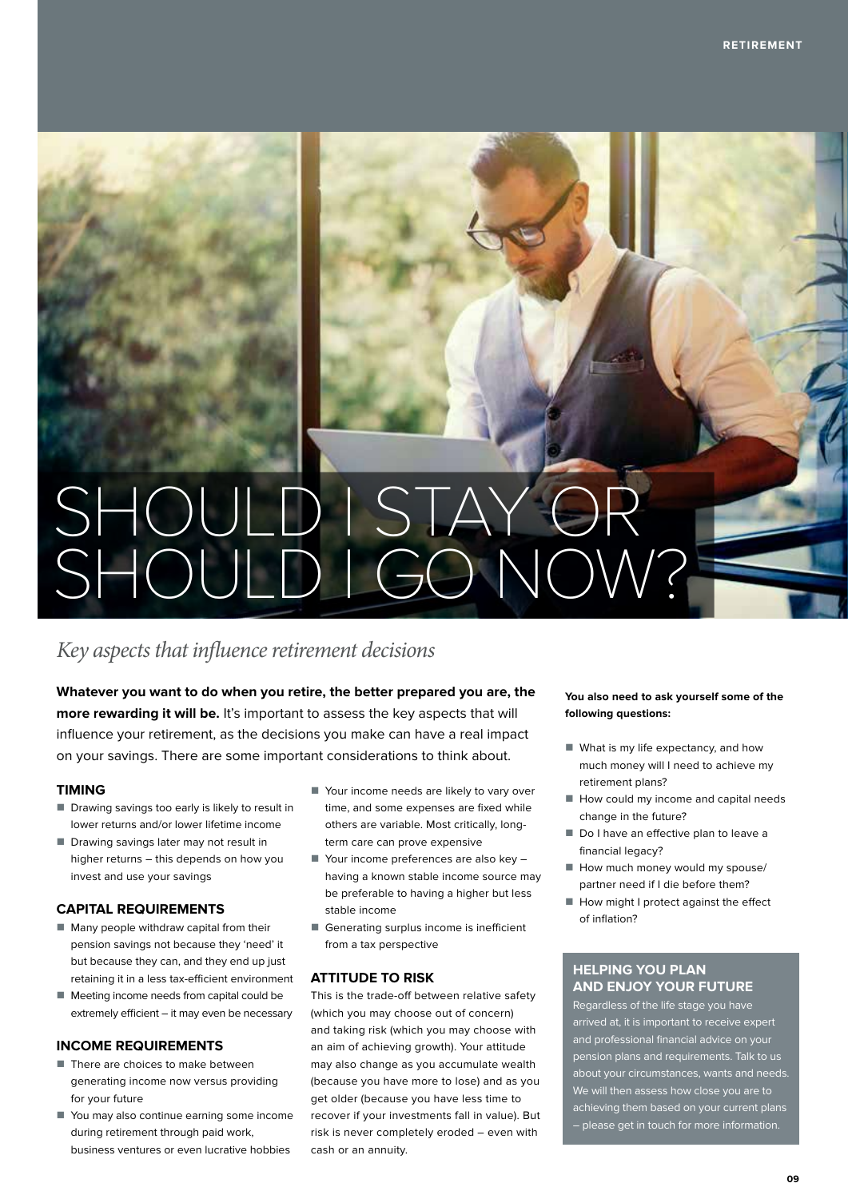# SHOULD I STAY OR SHOULD I GO NOW?

*Key aspects that influence retirement decisions*

**Whatever you want to do when you retire, the better prepared you are, the more rewarding it will be.** It's important to assess the key aspects that will influence your retirement, as the decisions you make can have a real impact on your savings. There are some important considerations to think about.

### TIMING

- Drawing savings too early is likely to result in lower returns and/or lower lifetime income
- Drawing savings later may not result in higher returns – this depends on how you invest and use your savings

### CAPITAL REQUIREMENTS

- Many people withdraw capital from their pension savings not because they 'need' it but because they can, and they end up just retaining it in a less tax-efficient environment
- Meeting income needs from capital could be extremely efficient – it may even be necessary

### INCOME REQUIREMENTS

- There are choices to make between generating income now versus providing for your future
- You may also continue earning some income during retirement through paid work, business ventures or even lucrative hobbies
- Your income needs are likely to vary over time, and some expenses are fixed while others are variable. Most critically, long-term care can prove expensive
- Your income preferences are also key – having a known stable income source may be preferable to having a higher but less stable income
- Generating surplus income is inefficient from a tax perspective

### ATTITUDE TO RISK

This is the trade-off between relative safety (which you may choose out of concern) and taking risk (which you may choose with an aim of achieving growth). Your attitude may also change as you accumulate wealth (because you have more to lose) and as you get older (because you have less time to recover if your investments fall in value). But risk is never completely eroded – even with cash or an annuity.

**You also need to ask yourself some of the following questions:**

- What is my life expectancy, and how much money will I need to achieve my retirement plans?
- How could my income and capital needs change in the future?
- Do I have an effective plan to leave a financial legacy?
- How much money would my spouse/partner need if I die before them?
- How might I protect against the effect of inflation?

### HELPING YOU PLAN AND ENJOY YOUR FUTURE

Regardless of the life stage you have arrived at, it is important to receive expert and professional financial advice on your pension plans and requirements. Talk to us about your circumstances, wants and needs. We will then assess how close you are to achieving them based on your current plans – please get in touch for more information.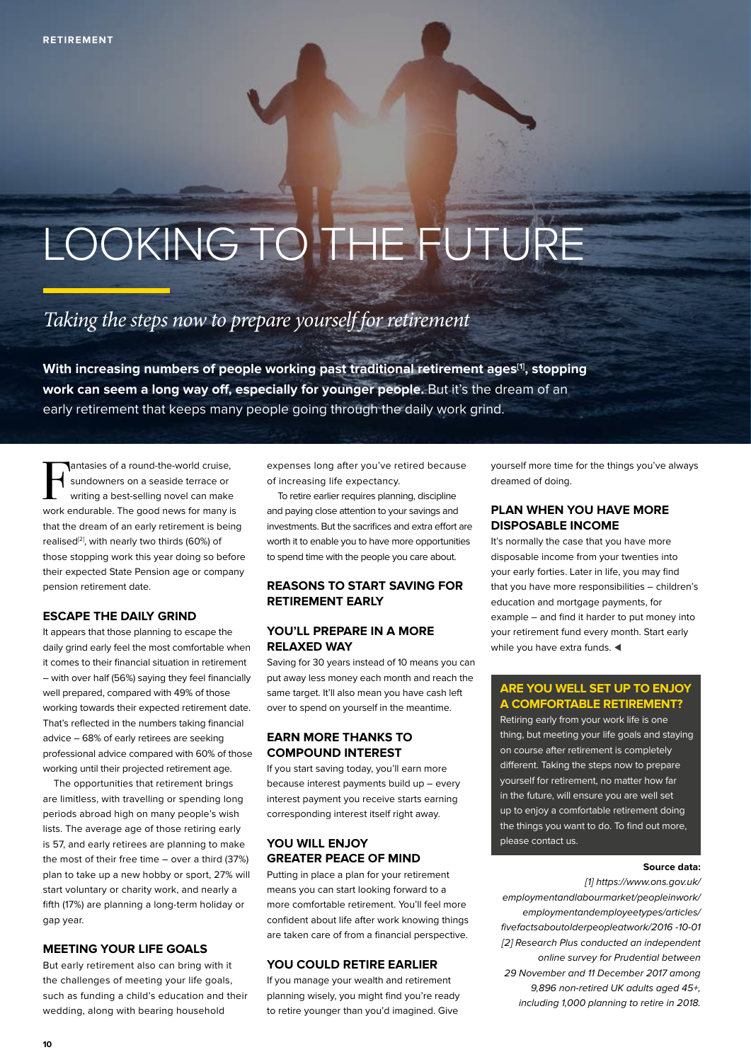# LOOKING TO THE FUTURE

*Taking the steps now to prepare yourself for retirement*

**With increasing numbers of people working past traditional retirement ages[1], stopping work can seem a long way off, especially for younger people.** But it's the dream of an early retirement that keeps many people going through the daily work grind.

Fantasies of a round-the-world cruise, sundowners on a seaside terrace or writing a best-selling novel can make work endurable. The good news for many is that the dream of an early retirement is being realised[2], with nearly two thirds (60%) of those stopping work this year doing so before their expected State Pension age or company pension retirement date.

## ESCAPE THE DAILY GRIND

It appears that those planning to escape the daily grind early feel the most comfortable when it comes to their financial situation in retirement – with over half (56%) saying they feel financially well prepared, compared with 49% of those working towards their expected retirement date. That's reflected in the numbers taking financial advice – 68% of early retirees are seeking professional advice compared with 60% of those working until their projected retirement age.

The opportunities that retirement brings are limitless, with travelling or spending long periods abroad high on many people's wish lists. The average age of those retiring early is 57, and early retirees are planning to make the most of their free time – over a third (37%) plan to take up a new hobby or sport, 27% will start voluntary or charity work, and nearly a fifth (17%) are planning a long-term holiday or gap year.

## MEETING YOUR LIFE GOALS

But early retirement also can bring with it the challenges of meeting your life goals, such as funding a child's education and their wedding, along with bearing household expenses long after you've retired because of increasing life expectancy.

To retire earlier requires planning, discipline and paying close attention to your savings and investments. But the sacrifices and extra effort are worth it to enable you to have more opportunities to spend time with the people you care about.

## REASONS TO START SAVING FOR RETIREMENT EARLY

### YOU'LL PREPARE IN A MORE RELAXED WAY

Saving for 30 years instead of 10 means you can put away less money each month and reach the same target. It'll also mean you have cash left over to spend on yourself in the meantime.

### EARN MORE THANKS TO COMPOUND INTEREST

If you start saving today, you'll earn more because interest payments build up – every interest payment you receive starts earning corresponding interest itself right away.

### YOU WILL ENJOY GREATER PEACE OF MIND

Putting in place a plan for your retirement means you can start looking forward to a more comfortable retirement. You'll feel more confident about life after work knowing things are taken care of from a financial perspective.

### YOU COULD RETIRE EARLIER

If you manage your wealth and retirement planning wisely, you might find you're ready to retire younger than you'd imagined. Give yourself more time for the things you've always dreamed of doing.

### PLAN WHEN YOU HAVE MORE DISPOSABLE INCOME

It's normally the case that you have more disposable income from your twenties into your early forties. Later in life, you may find that you have more responsibilities – children's education and mortgage payments, for example – and find it harder to put money into your retirement fund every month. Start early while you have extra funds. ◀

## ARE YOU WELL SET UP TO ENJOY A COMFORTABLE RETIREMENT?

Retiring early from your work life is one thing, but meeting your life goals and staying on course after retirement is completely different. Taking the steps now to prepare yourself for retirement, no matter how far in the future, will ensure you are well set up to enjoy a comfortable retirement doing the things you want to do. To find out more, please contact us.

**Source data:**

*[1] https://www.ons.gov.uk/employmentandlabourmarket/peopleinwork/employmentandemployeetypes/articles/fivefactsaboutolderpeopleatwork/2016-10-01*

*[2] Research Plus conducted an independent online survey for Prudential between 29 November and 11 December 2017 among 9,896 non-retired UK adults aged 45+, including 1,000 planning to retire in 2018.*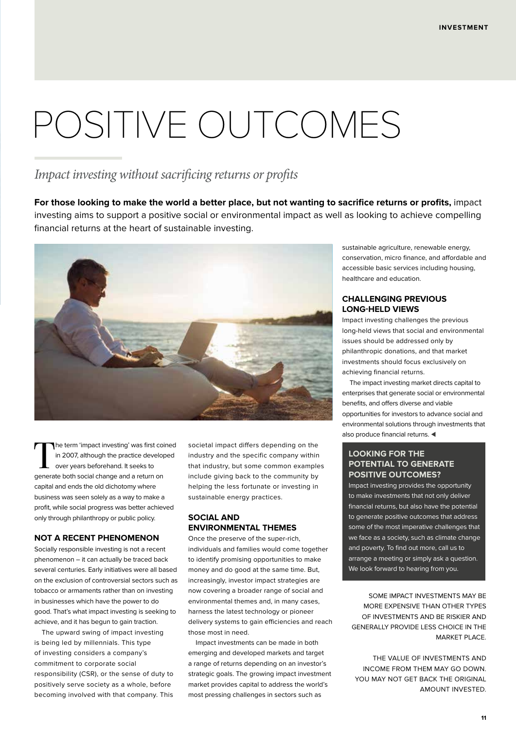# POSITIVE OUTCOMES

*Impact investing without sacrificing returns or profits*

**For those looking to make the world a better place, but not wanting to sacrifice returns or profits,** impact investing aims to support a positive social or environmental impact as well as looking to achieve compelling financial returns at the heart of sustainable investing.

The term 'impact investing' was first coined in 2007, although the practice developed over years beforehand. It seeks to generate both social change and a return on capital and ends the old dichotomy where business was seen solely as a way to make a profit, while social progress was better achieved only through philanthropy or public policy.

## NOT A RECENT PHENOMENON

Socially responsible investing is not a recent phenomenon – it can actually be traced back several centuries. Early initiatives were all based on the exclusion of controversial sectors such as tobacco or armaments rather than on investing in businesses which have the power to do good. That's what impact investing is seeking to achieve, and it has begun to gain traction.

The upward swing of impact investing is being led by millennials. This type of investing considers a company's commitment to corporate social responsibility (CSR), or the sense of duty to positively serve society as a whole, before becoming involved with that company. This societal impact differs depending on the industry and the specific company within that industry, but some common examples include giving back to the community by helping the less fortunate or investing in sustainable energy practices.

## SOCIAL AND ENVIRONMENTAL THEMES

Once the preserve of the super-rich, individuals and families would come together to identify promising opportunities to make money and do good at the same time. But, increasingly, investor impact strategies are now covering a broader range of social and environmental themes and, in many cases, harness the latest technology or pioneer delivery systems to gain efficiencies and reach those most in need.

Impact investments can be made in both emerging and developed markets and target a range of returns depending on an investor's strategic goals. The growing impact investment market provides capital to address the world's most pressing challenges in sectors such as sustainable agriculture, renewable energy, conservation, micro finance, and affordable and accessible basic services including housing, healthcare and education.

## CHALLENGING PREVIOUS LONG-HELD VIEWS

Impact investing challenges the previous long-held views that social and environmental issues should be addressed only by philanthropic donations, and that market investments should focus exclusively on achieving financial returns.

The impact investing market directs capital to enterprises that generate social or environmental benefits, and offers diverse and viable opportunities for investors to advance social and environmental solutions through investments that also produce financial returns. ◀

## LOOKING FOR THE POTENTIAL TO GENERATE POSITIVE OUTCOMES?

Impact investing provides the opportunity to make investments that not only deliver financial returns, but also have the potential to generate positive outcomes that address some of the most imperative challenges that we face as a society, such as climate change and poverty. To find out more, call us to arrange a meeting or simply ask a question. We look forward to hearing from you.

SOME IMPACT INVESTMENTS MAY BE MORE EXPENSIVE THAN OTHER TYPES OF INVESTMENTS AND BE RISKIER AND GENERALLY PROVIDE LESS CHOICE IN THE MARKET PLACE.

THE VALUE OF INVESTMENTS AND INCOME FROM THEM MAY GO DOWN. YOU MAY NOT GET BACK THE ORIGINAL AMOUNT INVESTED.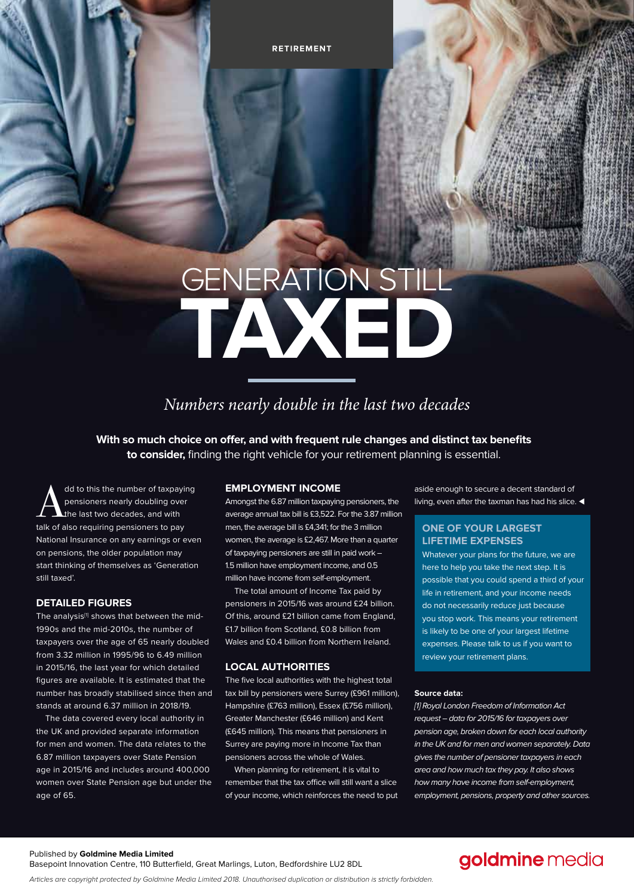RETIREMENT

# GENERATION STILL TAXED

*Numbers nearly double in the last two decades*

**With so much choice on offer, and with frequent rule changes and distinct tax benefits to consider,** finding the right vehicle for your retirement planning is essential.

Add to this the number of taxpaying pensioners nearly doubling over the last two decades, and with talk of also requiring pensioners to pay National Insurance on any earnings or even on pensions, the older population may start thinking of themselves as 'Generation still taxed'.

## DETAILED FIGURES

The analysis[1] shows that between the mid-1990s and the mid-2010s, the number of taxpayers over the age of 65 nearly doubled from 3.32 million in 1995/96 to 6.49 million in 2015/16, the last year for which detailed figures are available. It is estimated that the number has broadly stabilised since then and stands at around 6.37 million in 2018/19.

The data covered every local authority in the UK and provided separate information for men and women. The data relates to the 6.87 million taxpayers over State Pension age in 2015/16 and includes around 400,000 women over State Pension age but under the age of 65.

## EMPLOYMENT INCOME

Amongst the 6.87 million taxpaying pensioners, the average annual tax bill is £3,522. For the 3.87 million men, the average bill is £4,341; for the 3 million women, the average is £2,467. More than a quarter of taxpaying pensioners are still in paid work – 1.5 million have employment income, and 0.5 million have income from self-employment.

The total amount of Income Tax paid by pensioners in 2015/16 was around £24 billion. Of this, around £21 billion came from England, £1.7 billion from Scotland, £0.8 billion from Wales and £0.4 billion from Northern Ireland.

## LOCAL AUTHORITIES

The five local authorities with the highest total tax bill by pensioners were Surrey (£961 million), Hampshire (£763 million), Essex (£756 million), Greater Manchester (£646 million) and Kent (£645 million). This means that pensioners in Surrey are paying more in Income Tax than pensioners across the whole of Wales.

When planning for retirement, it is vital to remember that the tax office will still want a slice of your income, which reinforces the need to put aside enough to secure a decent standard of living, even after the taxman has had his slice. ◄

## ONE OF YOUR LARGEST LIFETIME EXPENSES

Whatever your plans for the future, we are here to help you take the next step. It is possible that you could spend a third of your life in retirement, and your income needs do not necessarily reduce just because you stop work. This means your retirement is likely to be one of your largest lifetime expenses. Please talk to us if you want to review your retirement plans.

**Source data:**

*[1] Royal London Freedom of Information Act request – data for 2015/16 for taxpayers over pension age, broken down for each local authority in the UK and for men and women separately. Data gives the number of pensioner taxpayers in each area and how much tax they pay. It also shows how many have income from self-employment, employment, pensions, property and other sources.*

Published by **Goldmine Media Limited**
Basepoint Innovation Centre, 110 Butterfield, Great Marlings, Luton, Bedfordshire LU2 8DL

goldmine media

*Articles are copyright protected by Goldmine Media Limited 2018. Unauthorised duplication or distribution is strictly forbidden.*